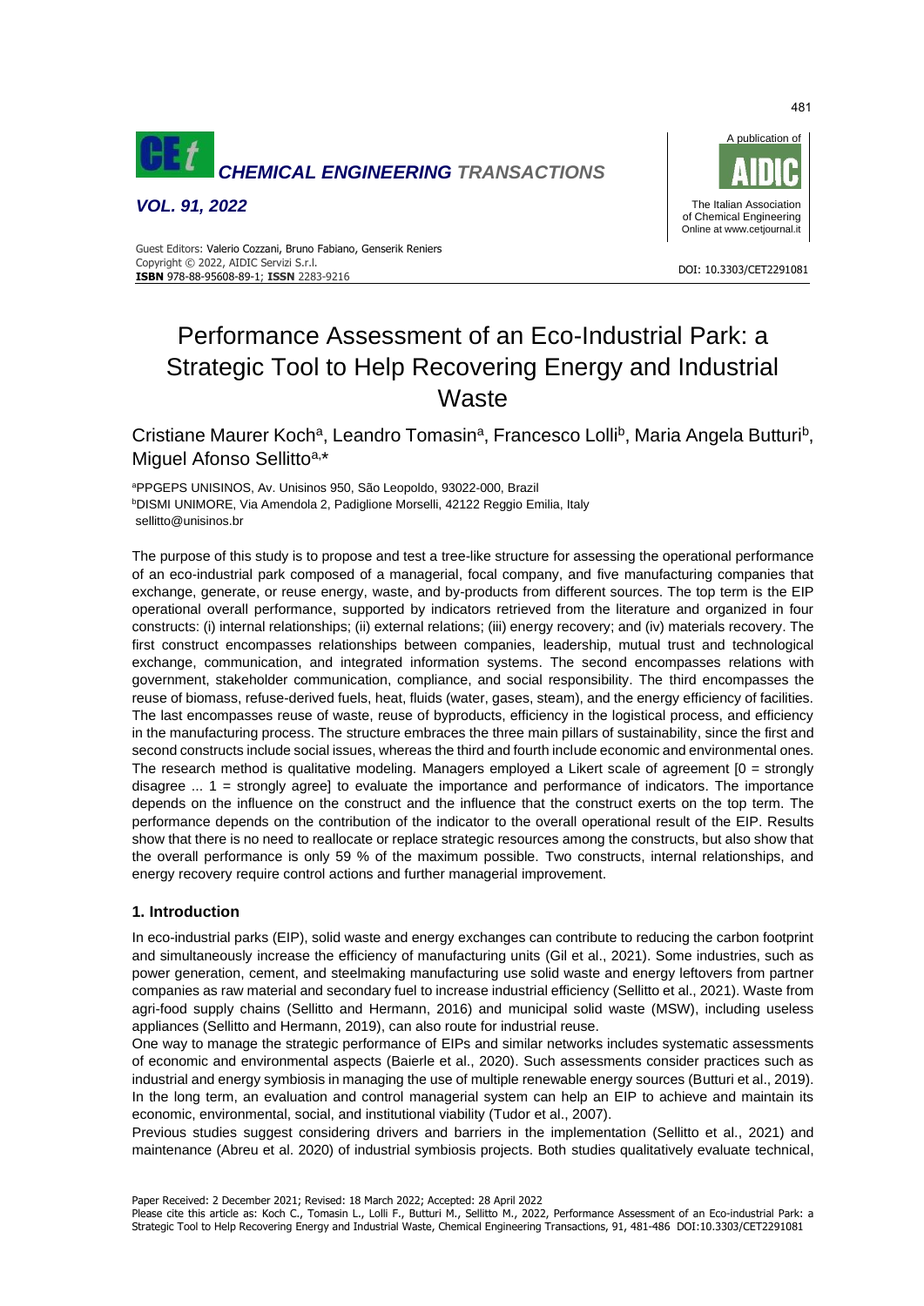# Performance Assessment of an Eco-Industrial Park: a Strategic Tool to Help Recovering Energy and Industrial Waste

Cristiane Maurer Koch[a], Leandro Tomasin[a], Francesco Lolli[b], Maria Angela Butturi[b], Miguel Afonso Sellitto[a,*]

[a]PPGEPS UNISINOS, Av. Unisinos 950, São Leopoldo, 93022-000, Brazil
[b]DISMI UNIMORE, Via Amendola 2, Padiglione Morselli, 42122 Reggio Emilia, Italy
sellitto@unisinos.br

The purpose of this study is to propose and test a tree-like structure for assessing the operational performance of an eco-industrial park composed of a managerial, focal company, and five manufacturing companies that exchange, generate, or reuse energy, waste, and by-products from different sources. The top term is the EIP operational overall performance, supported by indicators retrieved from the literature and organized in four constructs: (i) internal relationships; (ii) external relations; (iii) energy recovery; and (iv) materials recovery. The first construct encompasses relationships between companies, leadership, mutual trust and technological exchange, communication, and integrated information systems. The second encompasses relations with government, stakeholder communication, compliance, and social responsibility. The third encompasses the reuse of biomass, refuse-derived fuels, heat, fluids (water, gases, steam), and the energy efficiency of facilities. The last encompasses reuse of waste, reuse of byproducts, efficiency in the logistical process, and efficiency in the manufacturing process. The structure embraces the three main pillars of sustainability, since the first and second constructs include social issues, whereas the third and fourth include economic and environmental ones. The research method is qualitative modeling. Managers employed a Likert scale of agreement [0 = strongly disagree ... 1 = strongly agree] to evaluate the importance and performance of indicators. The importance depends on the influence on the construct and the influence that the construct exerts on the top term. The performance depends on the contribution of the indicator to the overall operational result of the EIP. Results show that there is no need to reallocate or replace strategic resources among the constructs, but also show that the overall performance is only 59 % of the maximum possible. Two constructs, internal relationships, and energy recovery require control actions and further managerial improvement.

## 1. Introduction

In eco-industrial parks (EIP), solid waste and energy exchanges can contribute to reducing the carbon footprint and simultaneously increase the efficiency of manufacturing units (Gil et al., 2021). Some industries, such as power generation, cement, and steelmaking manufacturing use solid waste and energy leftovers from partner companies as raw material and secondary fuel to increase industrial efficiency (Sellitto et al., 2021). Waste from agri-food supply chains (Sellitto and Hermann, 2016) and municipal solid waste (MSW), including useless appliances (Sellitto and Hermann, 2019), can also route for industrial reuse.

One way to manage the strategic performance of EIPs and similar networks includes systematic assessments of economic and environmental aspects (Baierle et al., 2020). Such assessments consider practices such as industrial and energy symbiosis in managing the use of multiple renewable energy sources (Butturi et al., 2019). In the long term, an evaluation and control managerial system can help an EIP to achieve and maintain its economic, environmental, social, and institutional viability (Tudor et al., 2007).

Previous studies suggest considering drivers and barriers in the implementation (Sellitto et al., 2021) and maintenance (Abreu et al. 2020) of industrial symbiosis projects. Both studies qualitatively evaluate technical,

Paper Received: 2 December 2021; Revised: 18 March 2022; Accepted: 28 April 2022

Please cite this article as: Koch C., Tomasin L., Lolli F., Butturi M., Sellitto M., 2022, Performance Assessment of an Eco-industrial Park: a Strategic Tool to Help Recovering Energy and Industrial Waste, Chemical Engineering Transactions, 91, 481-486 DOI:10.3303/CET2291081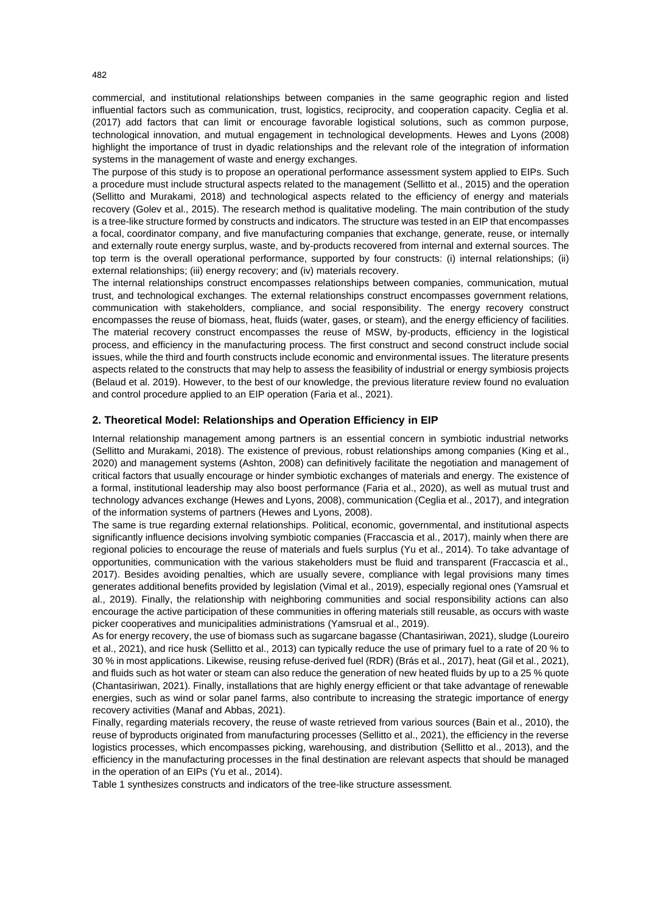commercial, and institutional relationships between companies in the same geographic region and listed influential factors such as communication, trust, logistics, reciprocity, and cooperation capacity. Ceglia et al. (2017) add factors that can limit or encourage favorable logistical solutions, such as common purpose, technological innovation, and mutual engagement in technological developments. Hewes and Lyons (2008) highlight the importance of trust in dyadic relationships and the relevant role of the integration of information systems in the management of waste and energy exchanges.

The purpose of this study is to propose an operational performance assessment system applied to EIPs. Such a procedure must include structural aspects related to the management (Sellitto et al., 2015) and the operation (Sellitto and Murakami, 2018) and technological aspects related to the efficiency of energy and materials recovery (Golev et al., 2015). The research method is qualitative modeling. The main contribution of the study is a tree-like structure formed by constructs and indicators. The structure was tested in an EIP that encompasses a focal, coordinator company, and five manufacturing companies that exchange, generate, reuse, or internally and externally route energy surplus, waste, and by-products recovered from internal and external sources. The top term is the overall operational performance, supported by four constructs: (i) internal relationships; (ii) external relationships; (iii) energy recovery; and (iv) materials recovery.

The internal relationships construct encompasses relationships between companies, communication, mutual trust, and technological exchanges. The external relationships construct encompasses government relations, communication with stakeholders, compliance, and social responsibility. The energy recovery construct encompasses the reuse of biomass, heat, fluids (water, gases, or steam), and the energy efficiency of facilities. The material recovery construct encompasses the reuse of MSW, by-products, efficiency in the logistical process, and efficiency in the manufacturing process. The first construct and second construct include social issues, while the third and fourth constructs include economic and environmental issues. The literature presents aspects related to the constructs that may help to assess the feasibility of industrial or energy symbiosis projects (Belaud et al. 2019). However, to the best of our knowledge, the previous literature review found no evaluation and control procedure applied to an EIP operation (Faria et al., 2021).

## 2. Theoretical Model: Relationships and Operation Efficiency in EIP

Internal relationship management among partners is an essential concern in symbiotic industrial networks (Sellitto and Murakami, 2018). The existence of previous, robust relationships among companies (King et al., 2020) and management systems (Ashton, 2008) can definitively facilitate the negotiation and management of critical factors that usually encourage or hinder symbiotic exchanges of materials and energy. The existence of a formal, institutional leadership may also boost performance (Faria et al., 2020), as well as mutual trust and technology advances exchange (Hewes and Lyons, 2008), communication (Ceglia et al., 2017), and integration of the information systems of partners (Hewes and Lyons, 2008).

The same is true regarding external relationships. Political, economic, governmental, and institutional aspects significantly influence decisions involving symbiotic companies (Fraccascia et al., 2017), mainly when there are regional policies to encourage the reuse of materials and fuels surplus (Yu et al., 2014). To take advantage of opportunities, communication with the various stakeholders must be fluid and transparent (Fraccascia et al., 2017). Besides avoiding penalties, which are usually severe, compliance with legal provisions many times generates additional benefits provided by legislation (Vimal et al., 2019), especially regional ones (Yamsrual et al., 2019). Finally, the relationship with neighboring communities and social responsibility actions can also encourage the active participation of these communities in offering materials still reusable, as occurs with waste picker cooperatives and municipalities administrations (Yamsrual et al., 2019).

As for energy recovery, the use of biomass such as sugarcane bagasse (Chantasiriwan, 2021), sludge (Loureiro et al., 2021), and rice husk (Sellitto et al., 2013) can typically reduce the use of primary fuel to a rate of 20 % to 30 % in most applications. Likewise, reusing refuse-derived fuel (RDR) (Brás et al., 2017), heat (Gil et al., 2021), and fluids such as hot water or steam can also reduce the generation of new heated fluids by up to a 25 % quote (Chantasiriwan, 2021). Finally, installations that are highly energy efficient or that take advantage of renewable energies, such as wind or solar panel farms, also contribute to increasing the strategic importance of energy recovery activities (Manaf and Abbas, 2021).

Finally, regarding materials recovery, the reuse of waste retrieved from various sources (Bain et al., 2010), the reuse of byproducts originated from manufacturing processes (Sellitto et al., 2021), the efficiency in the reverse logistics processes, which encompasses picking, warehousing, and distribution (Sellitto et al., 2013), and the efficiency in the manufacturing processes in the final destination are relevant aspects that should be managed in the operation of an EIPs (Yu et al., 2014).

Table 1 synthesizes constructs and indicators of the tree-like structure assessment.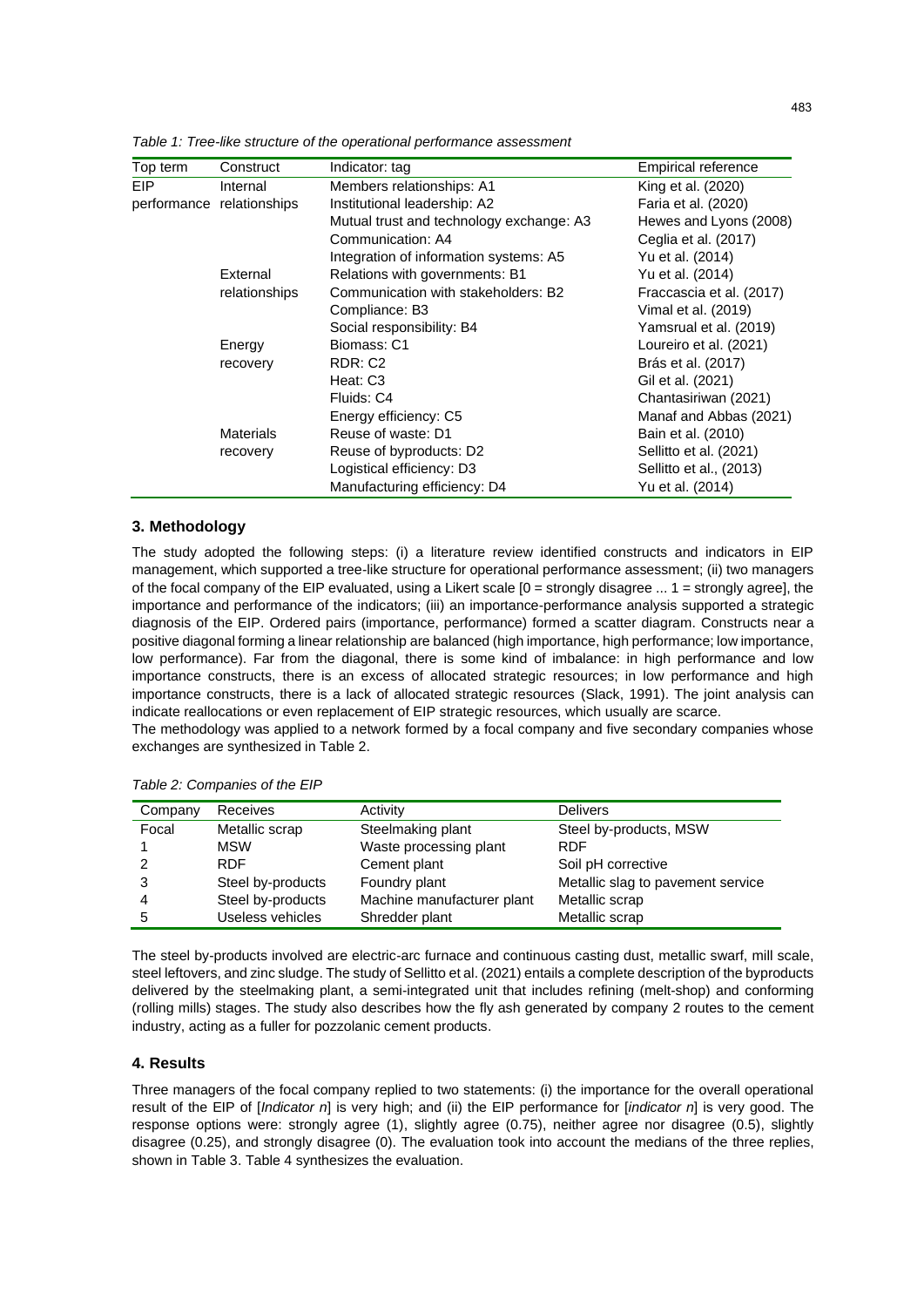*Table 1: Tree-like structure of the operational performance assessment*

| Top term | Construct | Indicator: tag | Empirical reference |
|---|---|---|---|
| EIP performance | Internal relationships | Members relationships: A1 | King et al. (2020) |
| | | Institutional leadership: A2 | Faria et al. (2020) |
| | | Mutual trust and technology exchange: A3 | Hewes and Lyons (2008) |
| | | Communication: A4 | Ceglia et al. (2017) |
| | | Integration of information systems: A5 | Yu et al. (2014) |
| | External relationships | Relations with governments: B1 | Yu et al. (2014) |
| | | Communication with stakeholders: B2 | Fraccascia et al. (2017) |
| | | Compliance: B3 | Vimal et al. (2019) |
| | | Social responsibility: B4 | Yamsrual et al. (2019) |
| | Energy recovery | Biomass: C1 | Loureiro et al. (2021) |
| | | RDR: C2 | Brás et al. (2017) |
| | | Heat: C3 | Gil et al. (2021) |
| | | Fluids: C4 | Chantasiriwan (2021) |
| | | Energy efficiency: C5 | Manaf and Abbas (2021) |
| | Materials recovery | Reuse of waste: D1 | Bain et al. (2010) |
| | | Reuse of byproducts: D2 | Sellitto et al. (2021) |
| | | Logistical efficiency: D3 | Sellitto et al., (2013) |
| | | Manufacturing efficiency: D4 | Yu et al. (2014) |

## 3. Methodology

The study adopted the following steps: (i) a literature review identified constructs and indicators in EIP management, which supported a tree-like structure for operational performance assessment; (ii) two managers of the focal company of the EIP evaluated, using a Likert scale [0 = strongly disagree ... 1 = strongly agree], the importance and performance of the indicators; (iii) an importance-performance analysis supported a strategic diagnosis of the EIP. Ordered pairs (importance, performance) formed a scatter diagram. Constructs near a positive diagonal forming a linear relationship are balanced (high importance, high performance; low importance, low performance). Far from the diagonal, there is some kind of imbalance: in high performance and low importance constructs, there is an excess of allocated strategic resources; in low performance and high importance constructs, there is a lack of allocated strategic resources (Slack, 1991). The joint analysis can indicate reallocations or even replacement of EIP strategic resources, which usually are scarce.

The methodology was applied to a network formed by a focal company and five secondary companies whose exchanges are synthesized in Table 2.

*Table 2: Companies of the EIP*

| Company | Receives | Activity | Delivers |
|---|---|---|---|
| Focal | Metallic scrap | Steelmaking plant | Steel by-products, MSW |
| 1 | MSW | Waste processing plant | RDF |
| 2 | RDF | Cement plant | Soil pH corrective |
| 3 | Steel by-products | Foundry plant | Metallic slag to pavement service |
| 4 | Steel by-products | Machine manufacturer plant | Metallic scrap |
| 5 | Useless vehicles | Shredder plant | Metallic scrap |

The steel by-products involved are electric-arc furnace and continuous casting dust, metallic swarf, mill scale, steel leftovers, and zinc sludge. The study of Sellitto et al. (2021) entails a complete description of the byproducts delivered by the steelmaking plant, a semi-integrated unit that includes refining (melt-shop) and conforming (rolling mills) stages. The study also describes how the fly ash generated by company 2 routes to the cement industry, acting as a fuller for pozzolanic cement products.

## 4. Results

Three managers of the focal company replied to two statements: (i) the importance for the overall operational result of the EIP of [*Indicator n*] is very high; and (ii) the EIP performance for [*indicator n*] is very good. The response options were: strongly agree (1), slightly agree (0.75), neither agree nor disagree (0.5), slightly disagree (0.25), and strongly disagree (0). The evaluation took into account the medians of the three replies, shown in Table 3. Table 4 synthesizes the evaluation.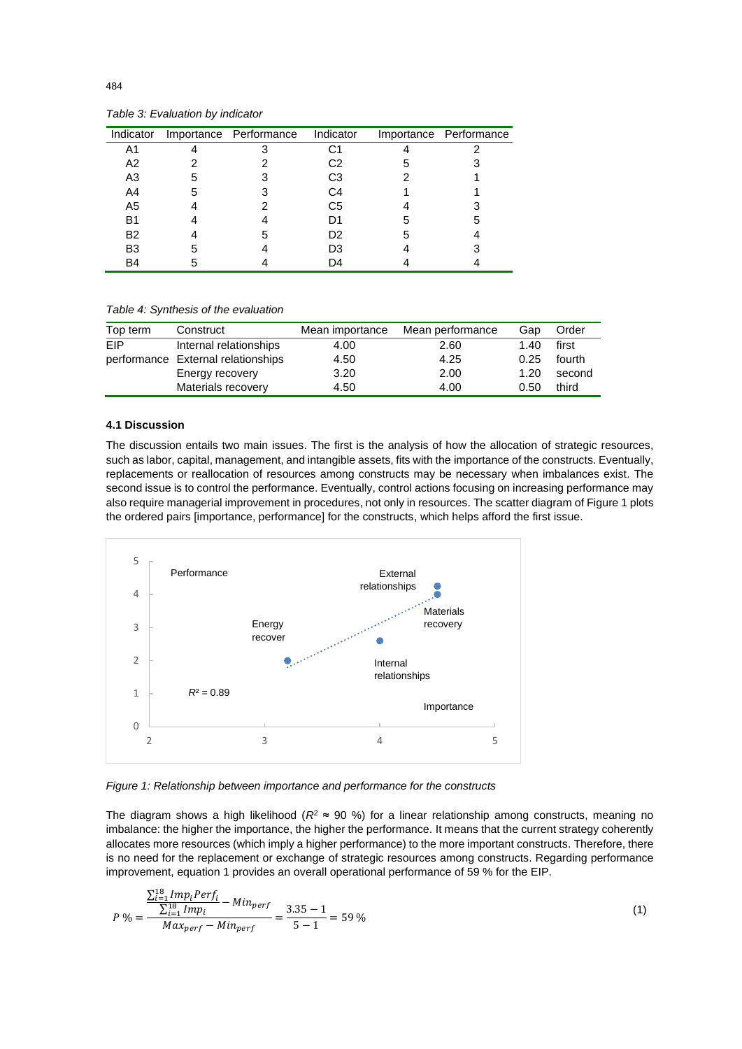*Table 3: Evaluation by indicator*

| Indicator | Importance | Performance | Indicator | Importance | Performance |
|---|---|---|---|---|---|
| A1 | 4 | 3 | C1 | 4 | 2 |
| A2 | 2 | 2 | C2 | 5 | 3 |
| A3 | 5 | 3 | C3 | 2 | 1 |
| A4 | 5 | 3 | C4 | 1 | 1 |
| A5 | 4 | 2 | C5 | 4 | 3 |
| B1 | 4 | 4 | D1 | 5 | 5 |
| B2 | 4 | 5 | D2 | 5 | 4 |
| B3 | 5 | 4 | D3 | 4 | 3 |
| B4 | 5 | 4 | D4 | 4 | 4 |

*Table 4: Synthesis of the evaluation*

| Top term | Construct | Mean importance | Mean performance | Gap | Order |
|---|---|---|---|---|---|
| EIP | Internal relationships | 4.00 | 2.60 | 1.40 | first |
| performance | External relationships | 4.50 | 4.25 | 0.25 | fourth |
| | Energy recovery | 3.20 | 2.00 | 1.20 | second |
| | Materials recovery | 4.50 | 4.00 | 0.50 | third |

### 4.1 Discussion

The discussion entails two main issues. The first is the analysis of how the allocation of strategic resources, such as labor, capital, management, and intangible assets, fits with the importance of the constructs. Eventually, replacements or reallocation of resources among constructs may be necessary when imbalances exist. The second issue is to control the performance. Eventually, control actions focusing on increasing performance may also require managerial improvement in procedures, not only in resources. The scatter diagram of Figure 1 plots the ordered pairs [importance, performance] for the constructs, which helps afford the first issue.

*Figure 1: Relationship between importance and performance for the constructs*

The diagram shows a high likelihood ($R^2 \approx 90$ %) for a linear relationship among constructs, meaning no imbalance: the higher the importance, the higher the performance. It means that the current strategy coherently allocates more resources (which imply a higher performance) to the more important constructs. Therefore, there is no need for the replacement or exchange of strategic resources among constructs. Regarding performance improvement, equation 1 provides an overall operational performance of 59 % for the EIP.

$$P\,\% = \frac{\frac{\sum_{i=1}^{18} Imp_i Perf_i}{\sum_{i=1}^{18} Imp_i} - Min_{perf}}{Max_{perf} - Min_{perf}} = \frac{3.35 - 1}{5 - 1} = 59\,\% \tag{1}$$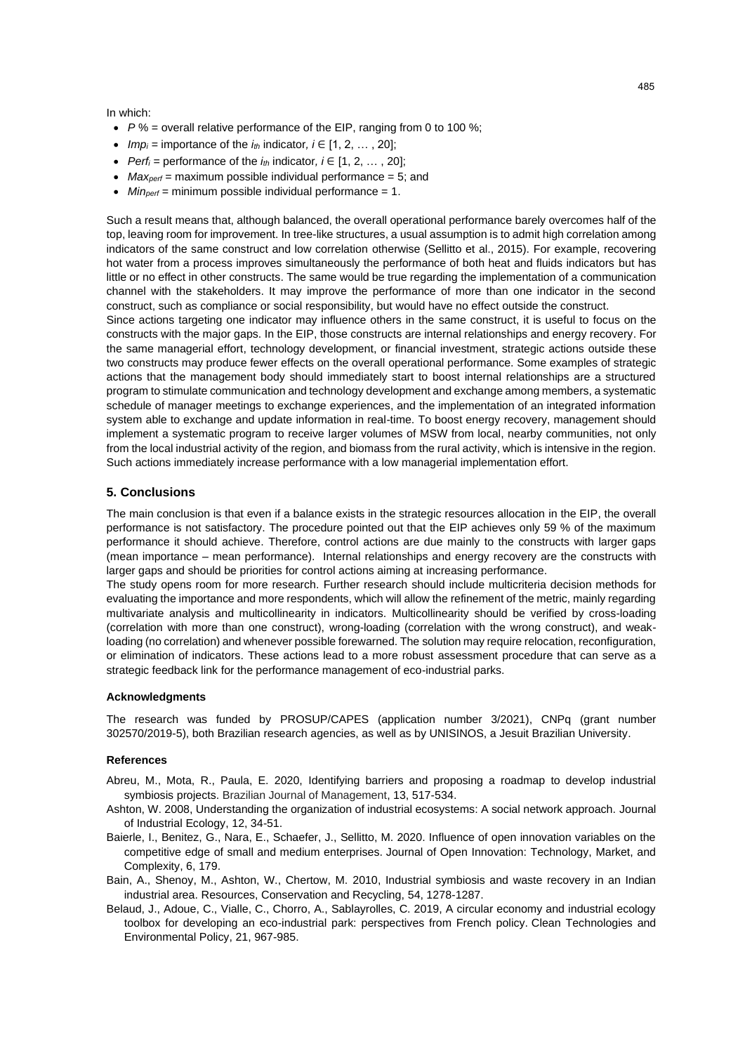In which:

- $P$ % = overall relative performance of the EIP, ranging from 0 to 100 %;
- $Imp_i$ = importance of the $i_{th}$ indicator, $i \in [1, 2, \dots, 20]$;
- $Perf_i$ = performance of the $i_{th}$ indicator, $i \in [1, 2, \dots, 20]$;
- $Max_{perf}$ = maximum possible individual performance = 5; and
- $Min_{perf}$ = minimum possible individual performance = 1.

Such a result means that, although balanced, the overall operational performance barely overcomes half of the top, leaving room for improvement. In tree-like structures, a usual assumption is to admit high correlation among indicators of the same construct and low correlation otherwise (Sellitto et al., 2015). For example, recovering hot water from a process improves simultaneously the performance of both heat and fluids indicators but has little or no effect in other constructs. The same would be true regarding the implementation of a communication channel with the stakeholders. It may improve the performance of more than one indicator in the second construct, such as compliance or social responsibility, but would have no effect outside the construct.

Since actions targeting one indicator may influence others in the same construct, it is useful to focus on the constructs with the major gaps. In the EIP, those constructs are internal relationships and energy recovery. For the same managerial effort, technology development, or financial investment, strategic actions outside these two constructs may produce fewer effects on the overall operational performance. Some examples of strategic actions that the management body should immediately start to boost internal relationships are a structured program to stimulate communication and technology development and exchange among members, a systematic schedule of manager meetings to exchange experiences, and the implementation of an integrated information system able to exchange and update information in real-time. To boost energy recovery, management should implement a systematic program to receive larger volumes of MSW from local, nearby communities, not only from the local industrial activity of the region, and biomass from the rural activity, which is intensive in the region. Such actions immediately increase performance with a low managerial implementation effort.

## 5. Conclusions

The main conclusion is that even if a balance exists in the strategic resources allocation in the EIP, the overall performance is not satisfactory. The procedure pointed out that the EIP achieves only 59 % of the maximum performance it should achieve. Therefore, control actions are due mainly to the constructs with larger gaps (mean importance – mean performance). Internal relationships and energy recovery are the constructs with larger gaps and should be priorities for control actions aiming at increasing performance.

The study opens room for more research. Further research should include multicriteria decision methods for evaluating the importance and more respondents, which will allow the refinement of the metric, mainly regarding multivariate analysis and multicollinearity in indicators. Multicollinearity should be verified by cross-loading (correlation with more than one construct), wrong-loading (correlation with the wrong construct), and weak-loading (no correlation) and whenever possible forewarned. The solution may require relocation, reconfiguration, or elimination of indicators. These actions lead to a more robust assessment procedure that can serve as a strategic feedback link for the performance management of eco-industrial parks.

### Acknowledgments

The research was funded by PROSUP/CAPES (application number 3/2021), CNPq (grant number 302570/2019-5), both Brazilian research agencies, as well as by UNISINOS, a Jesuit Brazilian University.

### References

Abreu, M., Mota, R., Paula, E. 2020, Identifying barriers and proposing a roadmap to develop industrial symbiosis projects. Brazilian Journal of Management, 13, 517-534.

Ashton, W. 2008, Understanding the organization of industrial ecosystems: A social network approach. Journal of Industrial Ecology, 12, 34-51.

Baierle, I., Benitez, G., Nara, E., Schaefer, J., Sellitto, M. 2020. Influence of open innovation variables on the competitive edge of small and medium enterprises. Journal of Open Innovation: Technology, Market, and Complexity, 6, 179.

Bain, A., Shenoy, M., Ashton, W., Chertow, M. 2010, Industrial symbiosis and waste recovery in an Indian industrial area. Resources, Conservation and Recycling, 54, 1278-1287.

Belaud, J., Adoue, C., Vialle, C., Chorro, A., Sablayrolles, C. 2019, A circular economy and industrial ecology toolbox for developing an eco-industrial park: perspectives from French policy. Clean Technologies and Environmental Policy, 21, 967-985.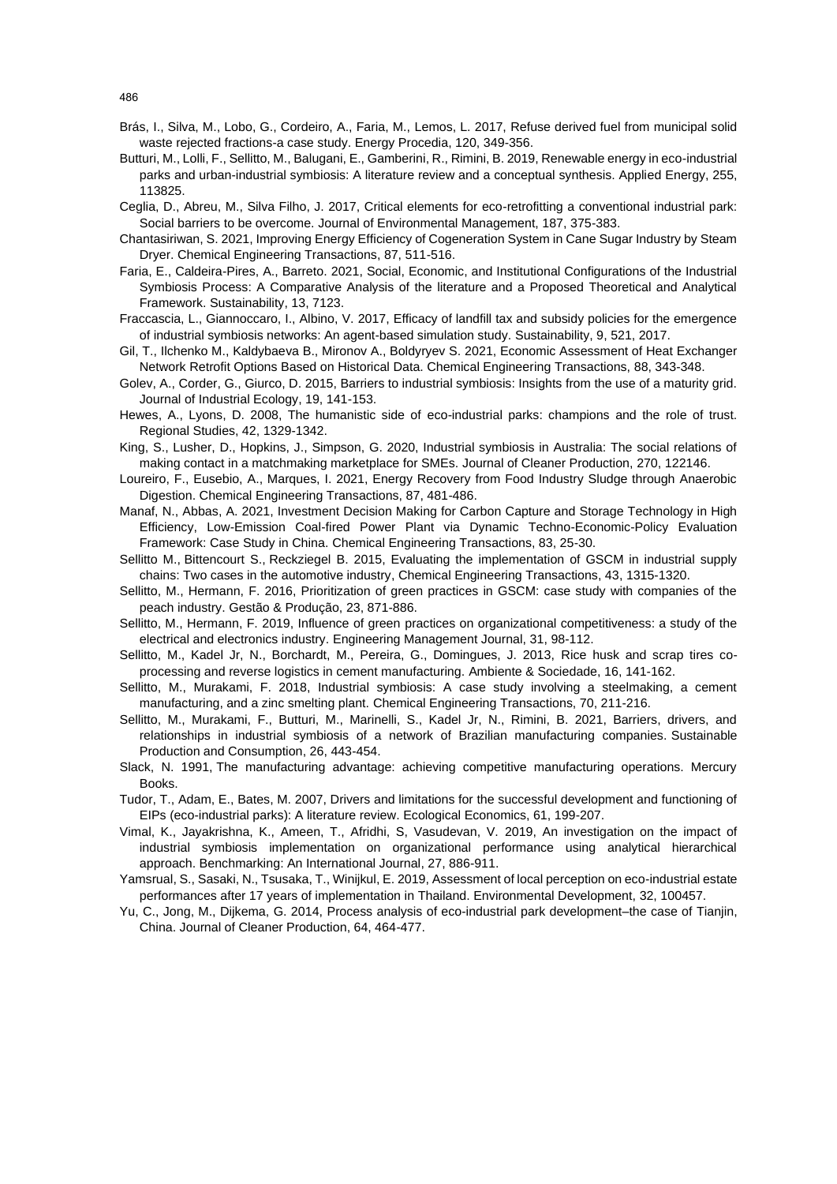Brás, I., Silva, M., Lobo, G., Cordeiro, A., Faria, M., Lemos, L. 2017, Refuse derived fuel from municipal solid waste rejected fractions-a case study. Energy Procedia, 120, 349-356.

Butturi, M., Lolli, F., Sellitto, M., Balugani, E., Gamberini, R., Rimini, B. 2019, Renewable energy in eco-industrial parks and urban-industrial symbiosis: A literature review and a conceptual synthesis. Applied Energy, 255, 113825.

Ceglia, D., Abreu, M., Silva Filho, J. 2017, Critical elements for eco-retrofitting a conventional industrial park: Social barriers to be overcome. Journal of Environmental Management, 187, 375-383.

Chantasiriwan, S. 2021, Improving Energy Efficiency of Cogeneration System in Cane Sugar Industry by Steam Dryer. Chemical Engineering Transactions, 87, 511-516.

Faria, E., Caldeira-Pires, A., Barreto. 2021, Social, Economic, and Institutional Configurations of the Industrial Symbiosis Process: A Comparative Analysis of the literature and a Proposed Theoretical and Analytical Framework. Sustainability, 13, 7123.

Fraccascia, L., Giannoccaro, I., Albino, V. 2017, Efficacy of landfill tax and subsidy policies for the emergence of industrial symbiosis networks: An agent-based simulation study. Sustainability, 9, 521, 2017.

Gil, T., Ilchenko M., Kaldybaeva B., Mironov A., Boldyryev S. 2021, Economic Assessment of Heat Exchanger Network Retrofit Options Based on Historical Data. Chemical Engineering Transactions, 88, 343-348.

Golev, A., Corder, G., Giurco, D. 2015, Barriers to industrial symbiosis: Insights from the use of a maturity grid. Journal of Industrial Ecology, 19, 141-153.

Hewes, A., Lyons, D. 2008, The humanistic side of eco-industrial parks: champions and the role of trust. Regional Studies, 42, 1329-1342.

King, S., Lusher, D., Hopkins, J., Simpson, G. 2020, Industrial symbiosis in Australia: The social relations of making contact in a matchmaking marketplace for SMEs. Journal of Cleaner Production, 270, 122146.

Loureiro, F., Eusebio, A., Marques, I. 2021, Energy Recovery from Food Industry Sludge through Anaerobic Digestion. Chemical Engineering Transactions, 87, 481-486.

Manaf, N., Abbas, A. 2021, Investment Decision Making for Carbon Capture and Storage Technology in High Efficiency, Low-Emission Coal-fired Power Plant via Dynamic Techno-Economic-Policy Evaluation Framework: Case Study in China. Chemical Engineering Transactions, 83, 25-30.

Sellitto M., Bittencourt S., Reckziegel B. 2015, Evaluating the implementation of GSCM in industrial supply chains: Two cases in the automotive industry, Chemical Engineering Transactions, 43, 1315-1320.

Sellitto, M., Hermann, F. 2016, Prioritization of green practices in GSCM: case study with companies of the peach industry. Gestão & Produção, 23, 871-886.

Sellitto, M., Hermann, F. 2019, Influence of green practices on organizational competitiveness: a study of the electrical and electronics industry. Engineering Management Journal, 31, 98-112.

Sellitto, M., Kadel Jr, N., Borchardt, M., Pereira, G., Domingues, J. 2013, Rice husk and scrap tires co-processing and reverse logistics in cement manufacturing. Ambiente & Sociedade, 16, 141-162.

Sellitto, M., Murakami, F. 2018, Industrial symbiosis: A case study involving a steelmaking, a cement manufacturing, and a zinc smelting plant. Chemical Engineering Transactions, 70, 211-216.

Sellitto, M., Murakami, F., Butturi, M., Marinelli, S., Kadel Jr, N., Rimini, B. 2021, Barriers, drivers, and relationships in industrial symbiosis of a network of Brazilian manufacturing companies. Sustainable Production and Consumption, 26, 443-454.

Slack, N. 1991, The manufacturing advantage: achieving competitive manufacturing operations. Mercury Books.

Tudor, T., Adam, E., Bates, M. 2007, Drivers and limitations for the successful development and functioning of EIPs (eco-industrial parks): A literature review. Ecological Economics, 61, 199-207.

Vimal, K., Jayakrishna, K., Ameen, T., Afridhi, S, Vasudevan, V. 2019, An investigation on the impact of industrial symbiosis implementation on organizational performance using analytical hierarchical approach. Benchmarking: An International Journal, 27, 886-911.

Yamsrual, S., Sasaki, N., Tsusaka, T., Winijkul, E. 2019, Assessment of local perception on eco-industrial estate performances after 17 years of implementation in Thailand. Environmental Development, 32, 100457.

Yu, C., Jong, M., Dijkema, G. 2014, Process analysis of eco-industrial park development–the case of Tianjin, China. Journal of Cleaner Production, 64, 464-477.